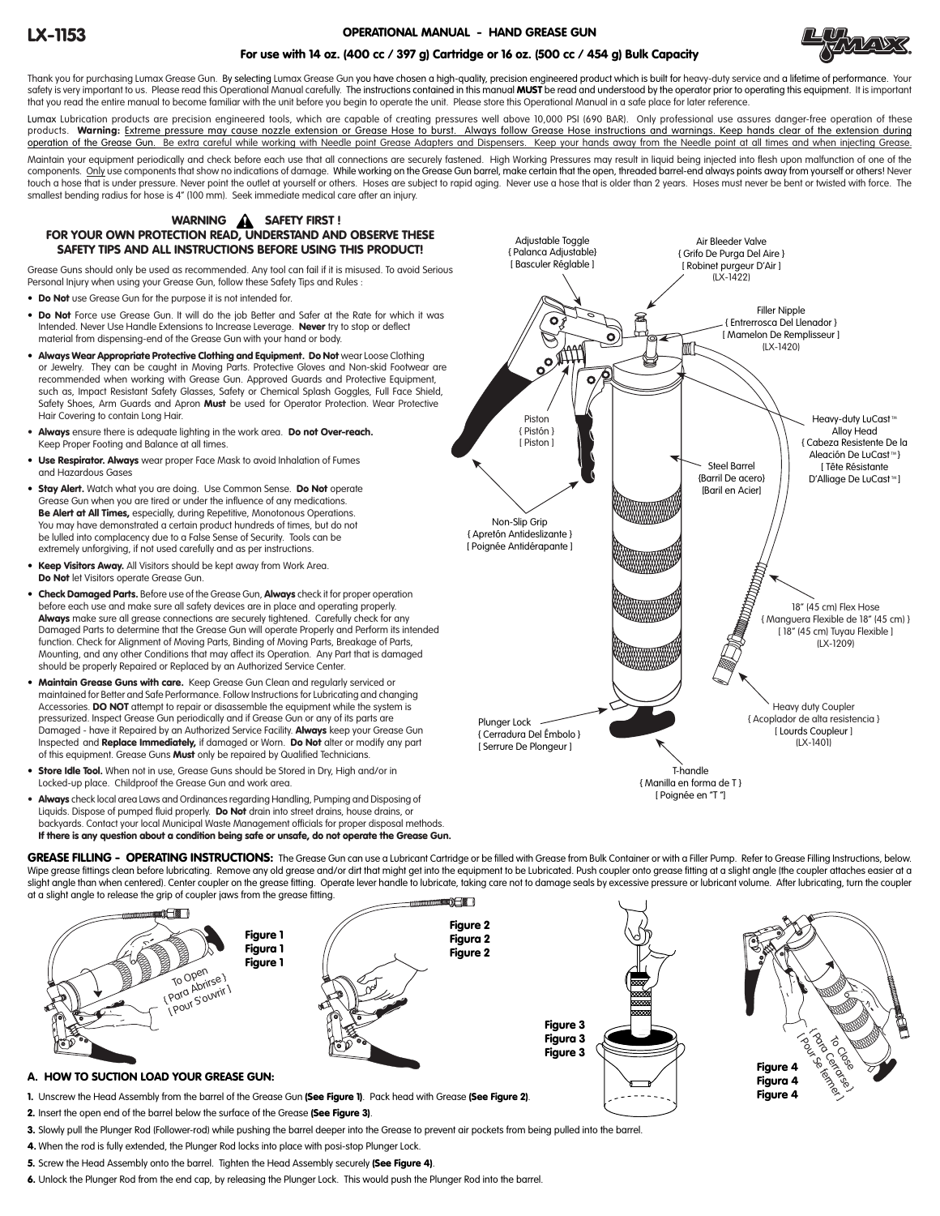# LX-1153

## OPERATIONAL MANUAL - HAND GREASE GUN

### For use with 14 oz. (400 cc / 397 g) Cartridge or 16 oz. (500 cc / 454 g) Bulk Capacity

Thank you for purchasing Lumax Grease Gun. By selecting Lumax Grease Gun you have chosen a high-quality, precision engineered product which is built for heavy-duty service and a lifetime of performance. Your safety is very important to us. Please read this Operational Manual carefully. The instructions contained in this manual **MUST** be read and understood by the operator prior to operating this equipment. It is important that you read the entire manual to become familiar with the unit before you begin to operate the unit. Please store this Operational Manual in a safe place for later reference.

Lumax Lubrication products are precision engineered tools, which are capable of creating pressures well above 10,000 PSI (690 BAR). Only professional use assures danger-free operation of these products. **Warning:** Extreme pressure may cause nozzle extension or Grease Hose to burst. Always follow Grease Hose instructions and warnings. Keep hands clear of the extension during operation of the Grease Gun. Be extra careful while working with Needle point Grease Adapters and Dispensers. Keep your hands away from the Needle point at all times and when injecting Grease.

Maintain your equipment periodically and check before each use that all connections are securely fastened. High Working Pressures may result in liquid being injected into flesh upon malfunction of one of the components. Only use components that show no indications of damage. While working on the Grease Gun barrel, make certain that the open, threaded barrel-end always points away from yourself or others! Never touch a hose that is under pressure. Never point the outlet at yourself or others. Hoses are subject to rapid aging. Never use a hose that is older than 2 years. Hoses must never be bent or twisted with force. The smallest bending radius for hose is 4" (100 mm). Seek immediate medical care after an injury.

### WARNING ⚠ SAFETY FIRST ! FOR YOUR OWN PROTECTION READ, UNDERSTAND AND OBSERVE THESE SAFETY TIPS AND ALL INSTRUCTIONS BEFORE USING THIS PRODUCT!

Grease Guns should only be used as recommended. Any tool can fail if it is misused. To avoid Serious Personal Injury when using your Grease Gun, follow these Safety Tips and Rules :

- **Do Not** use Grease Gun for the purpose it is not intended for.
- **Do Not** Force use Grease Gun. It will do the job Better and Safer at the Rate for which it was Intended. Never Use Handle Extensions to Increase Leverage. **Never** try to stop or deflect material from dispensing-end of the Grease Gun with your hand or body.
- **Always Wear Appropriate Protective Clothing and Equipment. Do Not** wear Loose Clothing or Jewelry. They can be caught in Moving Parts. Protective Gloves and Non-skid Footwear are recommended when working with Grease Gun. Approved Guards and Protective Equipment, such as, Impact Resistant Safety Glasses, Safety or Chemical Splash Goggles, Full Face Shield, Safety Shoes, Arm Guards and Apron **Must** be used for Operator Protection. Wear Protective Hair Covering to contain Long Hair.
- **Always** ensure there is adequate lighting in the work area. **Do not Over-reach.** Keep Proper Footing and Balance at all times.
- **Use Respirator. Always** wear proper Face Mask to avoid Inhalation of Fumes and Hazardous Gases
- **Stay Alert.** Watch what you are doing. Use Common Sense. **Do Not** operate Grease Gun when you are tired or under the influence of any medications. **Be Alert at All Times,** especially, during Repetitive, Monotonous Operations. You may have demonstrated a certain product hundreds of times, but do not be lulled into complacency due to a False Sense of Security. Tools can be extremely unforgiving, if not used carefully and as per instructions.
- **Keep Visitors Away.** All Visitors should be kept away from Work Area. **Do Not** let Visitors operate Grease Gun.
- **Check Damaged Parts.** Before use of the Grease Gun, **Always** check it for proper operation before each use and make sure all safety devices are in place and operating properly. **Always** make sure all grease connections are securely tightened. Carefully check for any Damaged Parts to determine that the Grease Gun will operate Properly and Perform its intended function. Check for Alignment of Moving Parts, Binding of Moving Parts, Breakage of Parts, Mounting, and any other Conditions that may affect its Operation. Any Part that is damaged should be properly Repaired or Replaced by an Authorized Service Center.
- **Maintain Grease Guns with care.** Keep Grease Gun Clean and regularly serviced or maintained for Better and Safe Performance. Follow Instructions for Lubricating and changing Accessories. **DO NOT** attempt to repair or disassemble the equipment while the system is pressurized. Inspect Grease Gun periodically and if Grease Gun or any of its parts are Damaged - have it Repaired by an Authorized Service Facility. **Always** keep your Grease Gun Inspected and **Replace Immediately,** if damaged or Worn. **Do Not** alter or modify any part of this equipment. Grease Guns **Must** only be repaired by Qualified Technicians.
- **Store Idle Tool.** When not in use, Grease Guns should be Stored in Dry, High and/or in Locked-up place. Childproof the Grease Gun and work area.
- **Always** check local area Laws and Ordinances regarding Handling, Pumping and Disposing of Liquids. Dispose of pumped fluid properly. **Do Not** drain into street drains, house drains, or backyards. Contact your local Municipal Waste Management officials for proper disposal methods. **If there is any question about a condition being safe or unsafe, do not operate the Grease Gun.**

Adjustable Toggle { Palanca Ajustable} [ Basculer Réglable ]
Air Bleeder Valve { Grifo De Purga Del Aire } [ Robinet purgeur D'Air ] (LX-1422)
Filler Nipple { Entrerrosca Del Llenador } [ Mamelon De Remplisseur ] (LX-1420)
Heavy-duty LuCast™ Alloy Head { Cabeza Resistente De la Aleación De LuCast™ } [ Tête Résistante D'Alliage De LuCast™ ]
Piston { Pistón } [ Piston ]
Steel Barrel {Barril De acero} [Baril en Acier]
Non-Slip Grip { Apretón Antideslizante } [ Poignée Antidérapante ]
18" (45 cm) Flex Hose { Manguera Flexible de 18" (45 cm) } [ 18" (45 cm) Tuyau Flexible ] (LX-1209)
Heavy duty Coupler { Acoplador de alta resistencia } [ Lourds Coupleur ] (LX-1401)
Plunger Lock { Cerradura Del Émbolo } [ Serrure De Plongeur ]
T-handle { Manilla en forma de T } [ Poignée en "T" ]

**GREASE FILLING - OPERATING INSTRUCTIONS:** The Grease Gun can use a Lubricant Cartridge or be filled with Grease from Bulk Container or with a Filler Pump. Refer to Grease Filling Instructions, below. Wipe grease fittings clean before lubricating. Remove any old grease and/or dirt that might get into the equipment to be Lubricated. Push coupler onto grease fitting at a slight angle (the coupler attaches easier at a slight angle than when centered). Center coupler on the grease fitting. Operate lever handle to lubricate, taking care not to damage seals by excessive pressure or lubricant volume. After lubricating, turn the coupler at a slight angle to release the grip of coupler jaws from the grease fitting.

To Open { Para Abrirse } [ Pour S'ouvrir ]

**Figure 1 / Figura 1 / Figure 1**

**Figure 2 / Figura 2 / Figure 2**

**Figure 3 / Figura 3 / Figure 3**

To Close { Para Cerrarse } [ Pour Se fermer ]

**Figure 4 / Figura 4 / Figure 4**

### A. HOW TO SUCTION LOAD YOUR GREASE GUN:

1. Unscrew the Head Assembly from the barrel of the Grease Gun **(See Figure 1)**. Pack head with Grease **(See Figure 2)**.
2. Insert the open end of the barrel below the surface of the Grease **(See Figure 3)**.
3. Slowly pull the Plunger Rod (Follower-rod) while pushing the barrel deeper into the Grease to prevent air pockets from being pulled into the barrel.
4. When the rod is fully extended, the Plunger Rod locks into place with posi-stop Plunger Lock.
5. Screw the Head Assembly onto the barrel. Tighten the Head Assembly securely **(See Figure 4)**.
6. Unlock the Plunger Rod from the end cap, by releasing the Plunger Lock. This would push the Plunger Rod into the barrel.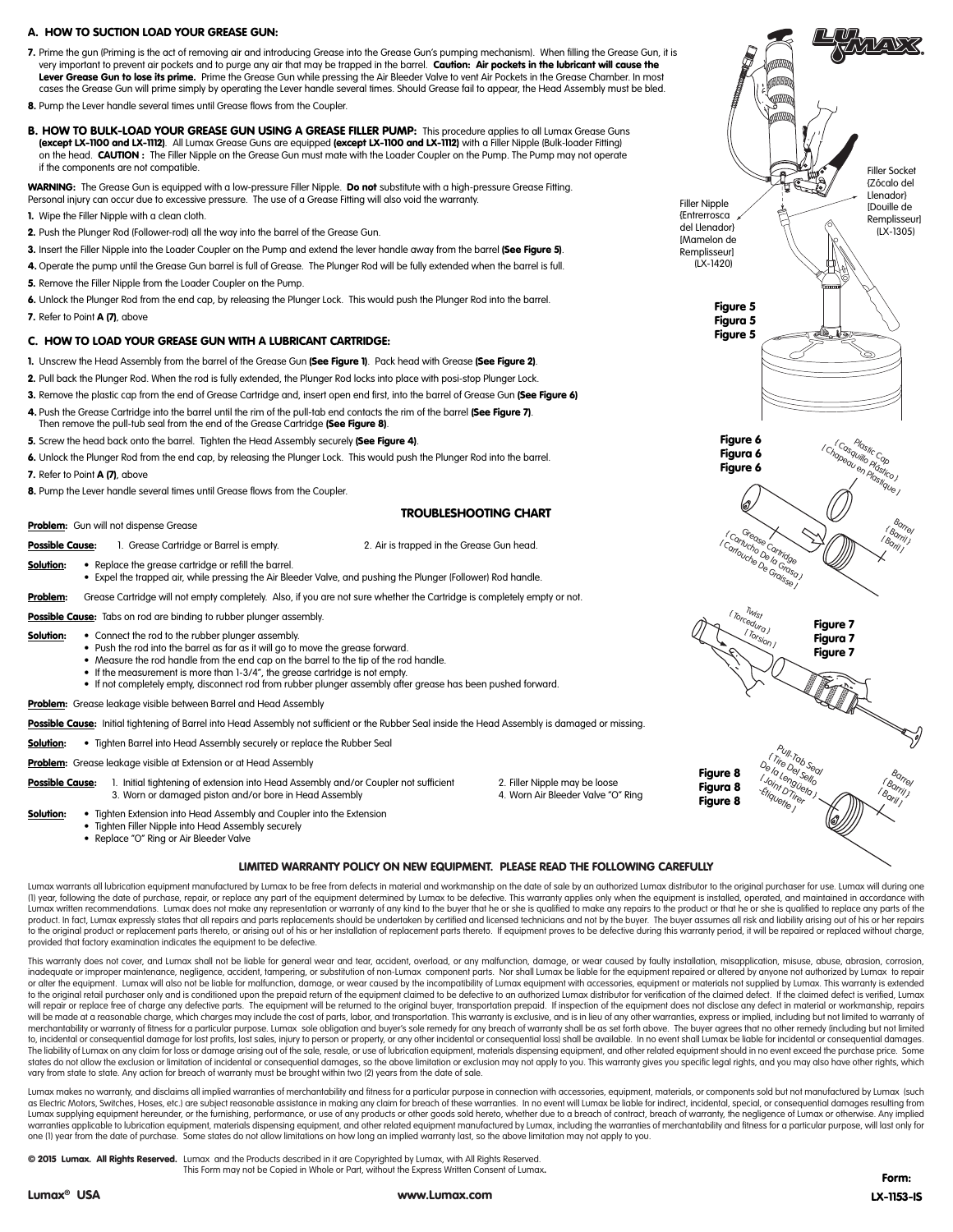## A. HOW TO SUCTION LOAD YOUR GREASE GUN:

**7.** Prime the gun (Priming is the act of removing air and introducing Grease into the Grease Gun's pumping mechanism). When filling the Grease Gun, it is very important to prevent air pockets and to purge any air that may be trapped in the barrel. **Caution: Air pockets in the lubricant will cause the Lever Grease Gun to lose its prime.** Prime the Grease Gun while pressing the Air Bleeder Valve to vent Air Pockets in the Grease Chamber. In most cases the Grease Gun will prime simply by operating the Lever handle several times. Should Grease fail to appear, the Head Assembly must be bled.

**8.** Pump the Lever handle several times until Grease flows from the Coupler.

## B. HOW TO BULK-LOAD YOUR GREASE GUN USING A GREASE FILLER PUMP:

This procedure applies to all Lumax Grease Guns **(except LX-1100 and LX-1112)**. All Lumax Grease Guns are equipped **(except LX-1100 and LX-1112)** with a Filler Nipple (Bulk-loader Fitting) on the head. **CAUTION :** The Filler Nipple on the Grease Gun must mate with the Loader Coupler on the Pump. The Pump may not operate if the components are not compatible.

**WARNING:** The Grease Gun is equipped with a low-pressure Filler Nipple. **Do not** substitute with a high-pressure Grease Fitting. Personal injury can occur due to excessive pressure. The use of a Grease Fitting will also void the warranty.

**1.** Wipe the Filler Nipple with a clean cloth.

**2.** Push the Plunger Rod (Follower-rod) all the way into the barrel of the Grease Gun.

**3.** Insert the Filler Nipple into the Loader Coupler on the Pump and extend the lever handle away from the barrel **(See Figure 5)**.

**4.** Operate the pump until the Grease Gun barrel is full of Grease. The Plunger Rod will be fully extended when the barrel is full.

**5.** Remove the Filler Nipple from the Loader Coupler on the Pump.

**6.** Unlock the Plunger Rod from the end cap, by releasing the Plunger Lock. This would push the Plunger Rod into the barrel.

**7.** Refer to Point **A (7)**, above

Filler Nipple (Entrerrosca del Llenador) [Mamelon de Remplisseur] (LX-1420)

Filler Socket (Zócalo del Llenador) [Douille de Remplisseur] (LX-1305)

**Figure 5**
**Figura 5**
**Figure 5**

## C. HOW TO LOAD YOUR GREASE GUN WITH A LUBRICANT CARTRIDGE:

**1.** Unscrew the Head Assembly from the barrel of the Grease Gun **(See Figure 1)**. Pack head with Grease **(See Figure 2)**.

**2.** Pull back the Plunger Rod. When the rod is fully extended, the Plunger Rod locks into place with posi-stop Plunger Lock.

**3.** Remove the plastic cap from the end of Grease Cartridge and, insert open end first, into the barrel of Grease Gun **(See Figure 6)**

**4.** Push the Grease Cartridge into the barrel until the rim of the pull-tab end contacts the rim of the barrel **(See Figure 7)**. Then remove the pull-tub seal from the end of the Grease Cartridge **(See Figure 8)**.

**5.** Screw the head back onto the barrel. Tighten the Head Assembly securely **(See Figure 4)**.

**6.** Unlock the Plunger Rod from the end cap, by releasing the Plunger Lock. This would push the Plunger Rod into the barrel.

**7.** Refer to Point **A (7)**, above

**8.** Pump the Lever handle several times until Grease flows from the Coupler.

**Figure 6**
**Figura 6**
**Figure 6**

Plastic Cap ( Casquillo Plástico ) [ Chapeau en Plastique ]

Grease Cartridge ( Cartucho De la Grasa ) [ Cartouche De Graisse ]

Barrel ( Barril ) [ Baril ]

Twist ( Torcedura ) [ Torsion ]

**Figure 7**
**Figura 7**
**Figure 7**

**Figure 8**
**Figura 8**
**Figure 8**

Pull-Tab Seal ( Tire Del Sello De la Lengüeta ) [ Joint D'Tirer -Étiquette ]

Barrel ( Barril ) [ Baril ]

## TROUBLESHOOTING CHART

**Problem:** Gun will not dispense Grease

**Possible Cause:** 1. Grease Cartridge or Barrel is empty. 2. Air is trapped in the Grease Gun head.

**Solution:**
- Replace the grease cartridge or refill the barrel.
- Expel the trapped air, while pressing the Air Bleeder Valve, and pushing the Plunger (Follower) Rod handle.

**Problem:** Grease Cartridge will not empty completely. Also, if you are not sure whether the Cartridge is completely empty or not.

**Possible Cause:** Tabs on rod are binding to rubber plunger assembly.

**Solution:**
- Connect the rod to the rubber plunger assembly.
- Push the rod into the barrel as far as it will go to move the grease forward.
- Measure the rod handle from the end cap on the barrel to the tip of the rod handle.
- If the measurement is more than 1-3/4", the grease cartridge is not empty.
- If not completely empty, disconnect rod from rubber plunger assembly after grease has been pushed forward.

**Problem:** Grease leakage visible between Barrel and Head Assembly

**Possible Cause:** Initial tightening of Barrel into Head Assembly not sufficient or the Rubber Seal inside the Head Assembly is damaged or missing.

**Solution:**
- Tighten Barrel into Head Assembly securely or replace the Rubber Seal

**Problem:** Grease leakage visible at Extension or at Head Assembly

**Possible Cause:** 1. Initial tightening of extension into Head Assembly and/or Coupler not sufficient 2. Filler Nipple may be loose 3. Worn or damaged piston and/or bore in Head Assembly 4. Worn Air Bleeder Valve "O" Ring

**Solution:**
- Tighten Extension into Head Assembly and Coupler into the Extension
- Tighten Filler Nipple into Head Assembly securely
- Replace "O" Ring or Air Bleeder Valve

## LIMITED WARRANTY POLICY ON NEW EQUIPMENT. PLEASE READ THE FOLLOWING CAREFULLY

Lumax warrants all lubrication equipment manufactured by Lumax to be free from defects in material and workmanship on the date of sale by an authorized Lumax distributor to the original purchaser for use. Lumax will during one (1) year, following the date of purchase, repair, or replace any part of the equipment determined by Lumax to be defective. This warranty applies only when the equipment is installed, operated, and maintained in accordance with Lumax written recommendations. Lumax does not make any representation or warranty of any kind to the buyer that he or she is qualified to make any repairs to the product or that he or she is qualified to replace any parts of the product. In fact, Lumax expressly states that all repairs and parts replacements should be undertaken by certified and licensed technicians and not by the buyer. The buyer assumes all risk and liability arising out of his or her repairs to the original product or replacement parts thereto, or arising out of his or her installation of replacement parts thereto. If equipment proves to be defective during this warranty period, it will be repaired or replaced without charge, provided that factory examination indicates the equipment to be defective.

This warranty does not cover, and Lumax shall not be liable for general wear and tear, accident, overload, or any malfunction, damage, or wear caused by faulty installation, misapplication, misuse, abuse, abrasion, corrosion, inadequate or improper maintenance, negligence, accident, tampering, or substitution of non-Lumax component parts. Nor shall Lumax be liable for the equipment repaired or altered by anyone not authorized by Lumax to repair or alter the equipment. Lumax will also not be liable for malfunction, damage, or wear caused by the incompatibility of Lumax equipment with accessories, equipment or materials not supplied by Lumax. This warranty is extended to the original retail purchaser only and is conditioned upon the prepaid return of the equipment claimed to be defective to an authorized Lumax distributor for verification of the claimed defect. If the claimed defect is verified, Lumax will repair or replace free of charge any defective parts. The equipment will be returned to the original buyer, transportation prepaid. If inspection of the equipment does not disclose any defect in material or workmanship, repairs will be made at a reasonable charge, which charges may include the cost of parts, labor, and transportation. This warranty is exclusive, and is in lieu of any other warranties, express or implied, including but not limited to warranty of merchantability or warranty of fitness for a particular purpose. Lumax sole obligation and buyer's sole remedy for any breach of warranty shall be as set forth above. The buyer agrees that no other remedy (including but not limited to, incidental or consequential damage for lost profits, lost sales, injury to person or property, or any other incidental or consequential loss) shall be available. In no event shall Lumax be liable for incidental or consequential damages. The liability of Lumax on any claim for loss or damage arising out of the sale, resale, or use of lubrication equipment, materials dispensing equipment, and other related equipment should in no event exceed the purchase price. Some states do not allow the exclusion or limitation of incidental or consequential damages, so the above limitation or exclusion may not apply to you. This warranty gives you specific legal rights, and you may also have other rights, which vary from state to state. Any action for breach of warranty must be brought within two (2) years from the date of sale.

Lumax makes no warranty, and disclaims all implied warranties of merchantability and fitness for a particular purpose in connection with accessories, equipment, materials, or components sold but not manufactured by Lumax (such as Electric Motors, Switches, Hoses, etc.) are subject reasonable assistance in making any claim for breach of these warranties. In no event will Lumax be liable for indirect, incidental, special, or consequential damages resulting from Lumax supplying equipment hereunder, or the furnishing, performance, or use of any products or other goods sold hereto, whether due to a breach of contract, breach of warranty, the negligence of Lumax or otherwise. Any implied warranties applicable to lubrication equipment, materials dispensing equipment, and other related equipment manufactured by Lumax, including the warranties of merchantability and fitness for a particular purpose, will last only for one (1) year from the date of purchase. Some states do not allow limitations on how long an implied warranty last, so the above limitation may not apply to you.

**© 2015 Lumax. All Rights Reserved.** Lumax and the Products described in it are Copyrighted by Lumax, with All Rights Reserved. This Form may not be Copied in Whole or Part, without the Express Written Consent of Lumax.

**Lumax® USA** **www.Lumax.com** **Form: LX-1153-IS**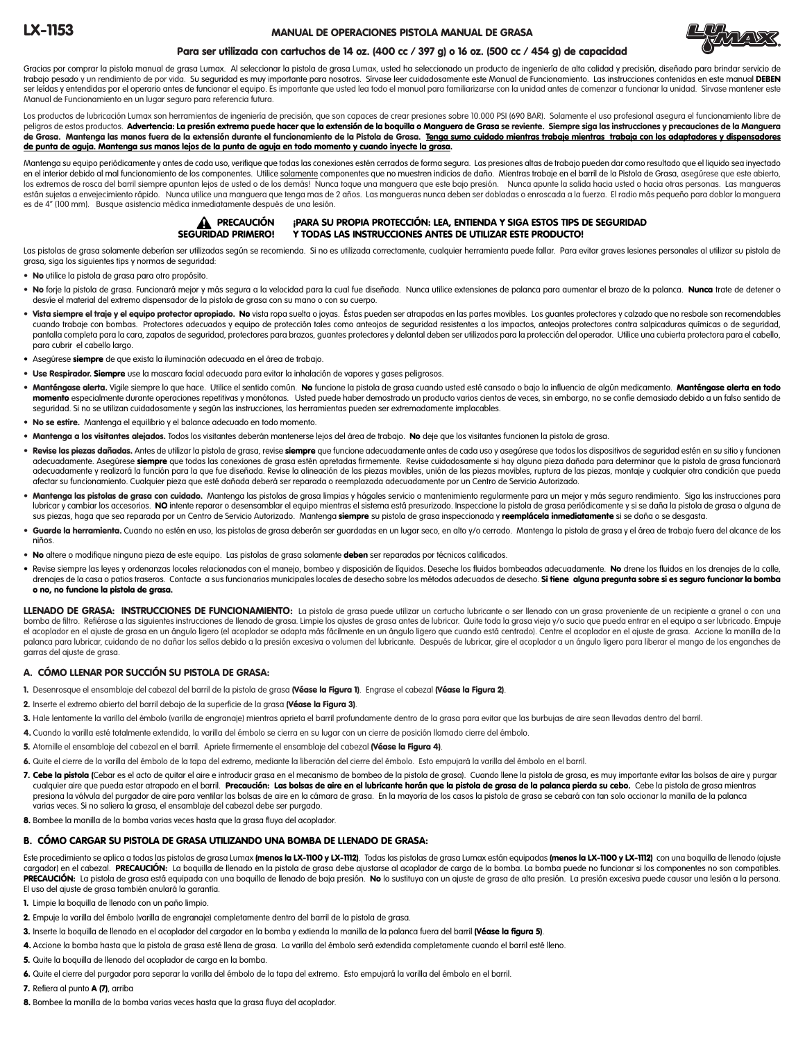# LX-1153

## MANUAL DE OPERACIONES PISTOLA MANUAL DE GRASA

### Para ser utilizada con cartuchos de 14 oz. (400 cc / 397 g) o 16 oz. (500 cc / 454 g) de capacidad

Gracias por comprar la pistola manual de grasa Lumax. Al seleccionar la pistola de grasa Lumax, usted ha seleccionado un producto de ingeniería de alta calidad y precisión, diseñado para brindar servicio de trabajo pesado y un rendimiento de por vida. Su seguridad es muy importante para nosotros. Sírvase leer cuidadosamente este Manual de Funcionamiento. Las instrucciones contenidas en este manual **DEBEN** ser leídas y entendidas por el operario antes de funcionar el equipo. Es importante que usted lea todo el manual para familiarizarse con la unidad antes de comenzar a funcionar la unidad. Sírvase mantener este Manual de Funcionamiento en un lugar seguro para referencia futura.

Los productos de lubricación Lumax son herramientas de ingeniería de precisión, que son capaces de crear presiones sobre 10.000 PSI (690 BAR). Solamente el uso profesional asegura el funcionamiento libre de peligros de estos productos. **Advertencia: La presión extrema puede hacer que la extensión de la boquilla o Manguera de Grasa se reviente. Siempre siga las instrucciones y precauciones de la Manguera de Grasa. Mantenga las manos fuera de la extensión durante el funcionamiento de la Pistola de Grasa. Tenga sumo cuidado mientras trabaje mientras trabaja con los adaptadores y dispensadores de punta de aguja. Mantenga sus manos lejos de la punta de aguja en todo momento y cuando inyecte la grasa.**

Mantenga su equipo periódicamente y antes de cada uso, verifique que todas las conexiones estén cerrados de forma segura. Las presiones altas de trabajo pueden dar como resultado que el liquido sea inyectado en el interior debido al mal funcionamiento de los componentes. Utilice solamente componentes que no muestren indicios de daño. Mientras trabaje en el barril de la Pistola de Grasa, asegúrese que este abierto, los extremos de rosca del barril siempre apuntan lejos de usted o de los demás! Nunca toque una manguera que este bajo presión. Nunca apunte la salida hacia usted o hacia otras personas. Las mangueras están sujetas a envejecimiento rápido. Nunca utilice una manguera que tenga mas de 2 años. Las mangueras nunca deben ser dobladas o enroscada a la fuerza. El radio más pequeño para doblar la manguera es de 4" (100 mm). Busque asistencia médica inmediatamente después de una lesión.

**PRECAUCIÓN SEGURIDAD PRIMERO! ¡PARA SU PROPIA PROTECCIÓN: LEA, ENTIENDA Y SIGA ESTOS TIPS DE SEGURIDAD Y TODAS LAS INSTRUCCIONES ANTES DE UTILIZAR ESTE PRODUCTO!**

Las pistolas de grasa solamente deberían ser utilizadas según se recomienda. Si no es utilizada correctamente, cualquier herramienta puede fallar. Para evitar graves lesiones personales al utilizar su pistola de grasa, siga los siguientes tips y normas de seguridad:

- **No** utilice la pistola de grasa para otro propósito.
- **No** forje la pistola de grasa. Funcionará mejor y más segura a la velocidad para la cual fue diseñada. Nunca utilice extensiones de palanca para aumentar el brazo de la palanca. **Nunca** trate de detener o desvíe el material del extremo dispensador de la pistola de grasa con su mano o con su cuerpo.
- **Vista siempre el traje y el equipo protector apropiado. No** vista ropa suelta o joyas. Éstas pueden ser atrapadas en las partes movibles. Los guantes protectores y calzado que no resbale son recomendables cuando trabaje con bombas. Protectores adecuados y equipo de protección tales como anteojos de seguridad resistentes a los impactos, anteojos protectores contra salpicaduras químicas o de seguridad, pantalla completa para la cara, zapatos de seguridad, protectores para brazos, guantes protectores y delantal deben ser utilizados para la protección del operador. Utilice una cubierta protectora para el cabello, para cubrir el cabello largo.
- Asegúrese **siempre** de que exista la iluminación adecuada en el área de trabajo.
- **Use Respirador. Siempre** use la mascara facial adecuada para evitar la inhalación de vapores y gases peligrosos.
- **Manténgase alerta.** Vigile siempre lo que hace. Utilice el sentido común. **No** funcione la pistola de grasa cuando usted esté cansado o bajo la influencia de algún medicamento. **Manténgase alerta en todo momento** especialmente durante operaciones repetitivas y monótonas. Usted puede haber demostrado un producto varios cientos de veces, sin embargo, no se confíe demasiado debido a un falso sentido de seguridad. Si no se utilizan cuidadosamente y según las instrucciones, las herramientas pueden ser extremadamente implacables.
- **No se estire.** Mantenga el equilibrio y el balance adecuado en todo momento.
- **Mantenga a los visitantes alejados.** Todos los visitantes deberán mantenerse lejos del área de trabajo. **No** deje que los visitantes funcionen la pistola de grasa.
- **Revise las piezas dañadas.** Antes de utilizar la pistola de grasa, revise **siempre** que funcione adecuadamente antes de cada uso y asegúrese que todos los dispositivos de seguridad estén en su sitio y funcionen adecuadamente. Asegúrese **siempre** que todas las conexiones de grasa estén apretadas firmemente. Revise cuidadosamente si hay alguna pieza dañada para determinar que la pistola de grasa funcionará adecuadamente y realizará la función para la que fue diseñada. Revise la alineación de las piezas movibles, unión de las piezas movibles, ruptura de las piezas, montaje y cualquier otra condición que pueda afectar su funcionamiento. Cualquier pieza que esté dañada deberá ser reparada o reemplazada adecuadamente por un Centro de Servicio Autorizado.
- **Mantenga las pistolas de grasa con cuidado.** Mantenga las pistolas de grasa limpias y hágales servicio o mantenimiento regularmente para un mejor y más seguro rendimiento. Siga las instrucciones para lubricar y cambiar los accesorios. **NO** intente reparar o desensamblar el equipo mientras el sistema está presurizado. Inspeccione la pistola de grasa periódicamente y si se daña la pistola de grasa o alguna de sus piezas, haga que sea reparada por un Centro de Servicio Autorizado. Mantenga **siempre** su pistola de grasa inspeccionada y **reemplácela inmediatamente** si se daña o se desgasta.
- **Guarde la herramienta.** Cuando no estén en uso, las pistolas de grasa deberán ser guardadas en un lugar seco, en alto y/o cerrado. Mantenga la pistola de grasa y el área de trabajo fuera del alcance de los niños.
- **No** altere o modifique ninguna pieza de este equipo. Las pistolas de grasa solamente **deben** ser reparadas por técnicos calificados.
- Revise siempre las leyes y ordenanzas locales relacionadas con el manejo, bombeo y disposición de líquidos. Deseche los fluidos bombeados adecuadamente. **No** drene los fluidos en los drenajes de la calle, drenajes de la casa o patios traseros. Contacte a sus funcionarios municipales locales de desecho sobre los métodos adecuados de desecho. **Si tiene alguna pregunta sobre si es seguro funcionar la bomba o no, no funcione la pistola de grasa.**

**LLENADO DE GRASA: INSTRUCCIONES DE FUNCIONAMIENTO:** La pistola de grasa puede utilizar un cartucho lubricante o ser llenado con un grasa proveniente de un recipiente a granel o con una bomba de filtro. Refiérase a las siguientes instrucciones de llenado de grasa. Limpie los ajustes de grasa antes de lubricar. Quite toda la grasa vieja y/o sucio que pueda entrar en el equipo a ser lubricado. Empuje el acoplador en el ajuste de grasa en un ángulo ligero (el acoplador se adapta más fácilmente en un ángulo ligero que cuando está centrado). Centre el acoplador en el ajuste de grasa. Accione la manilla de la palanca para lubricar, cuidando de no dañar los sellos debido a la presión excesiva o volumen del lubricante. Después de lubricar, gire el acoplador a un ángulo ligero para liberar el mango de los enganches de garras del ajuste de grasa.

### A. CÓMO LLENAR POR SUCCIÓN SU PISTOLA DE GRASA:

1. Desenrosque el ensamblaje del cabezal del barril de la pistola de grasa **(Véase la Figura 1)**. Engrase el cabezal **(Véase la Figura 2)**.
2. Inserte el extremo abierto del barril debajo de la superficie de la grasa **(Véase la Figura 3)**.
3. Hale lentamente la varilla del émbolo (varilla de engranaje) mientras aprieta el barril profundamente dentro de la grasa para evitar que las burbujas de aire sean llevadas dentro del barril.
4. Cuando la varilla esté totalmente extendida, la varilla del émbolo se cierra en su lugar con un cierre de posición llamado cierre del émbolo.
5. Atornille el ensamblaje del cabezal en el barril. Apriete firmemente el ensamblaje del cabezal **(Véase la Figura 4)**.
6. Quite el cierre de la varilla del émbolo de la tapa del extremo, mediante la liberación del cierre del émbolo. Esto empujará la varilla del émbolo en el barril.
7. **Cebe la pistola (**Cebar es el acto de quitar el aire e introducir grasa en el mecanismo de bombeo de la pistola de grasa). Cuando llene la pistola de grasa, es muy importante evitar las bolsas de aire y purgar cualquier aire que pueda estar atrapado en el barril. **Precaución: Las bolsas de aire en el lubricante harán que la pistola de grasa de la palanca pierda su cebo.** Cebe la pistola de grasa mientras presiona la válvula del purgador de aire para ventilar las bolsas de aire en la cámara de grasa. En la mayoría de los casos la pistola de grasa se cebará con tan solo accionar la manilla de la palanca varias veces. Si no saliera la grasa, el ensamblaje del cabezal debe ser purgado.
8. Bombee la manilla de la bomba varias veces hasta que la grasa fluya del acoplador.

### B. CÓMO CARGAR SU PISTOLA DE GRASA UTILIZANDO UNA BOMBA DE LLENADO DE GRASA:

Este procedimiento se aplica a todas las pistolas de grasa Lumax **(menos la LX-1100 y LX-1112)**. Todas las pistolas de grasa Lumax están equipadas **(menos la LX-1100 y LX-1112)** con una boquilla de llenado (ajuste cargador) en el cabezal. **PRECAUCIÓN:** La boquilla de llenado en la pistola de grasa debe ajustarse al acoplador de carga de la bomba. La bomba puede no funcionar si los componentes no son compatibles. **PRECAUCIÓN:** La pistola de grasa está equipada con una boquilla de llenado de baja presión. **No** lo sustituya con un ajuste de grasa de alta presión. La presión excesiva puede causar una lesión a la persona. El uso del ajuste de grasa también anulará la garantía.

1. Limpie la boquilla de llenado con un paño limpio.
2. Empuje la varilla del émbolo (varilla de engranaje) completamente dentro del barril de la pistola de grasa.
3. Inserte la boquilla de llenado en el acoplador del cargador en la bomba y extienda la manilla de la palanca fuera del barril **(Véase la figura 5)**.
4. Accione la bomba hasta que la pistola de grasa esté llena de grasa. La varilla del émbolo será extendida completamente cuando el barril esté lleno.
5. Quite la boquilla de llenado del acoplador de carga en la bomba.
6. Quite el cierre del purgador para separar la varilla del émbolo de la tapa del extremo. Esto empujará la varilla del émbolo en el barril.
7. Refiera al punto **A (7)**, arriba
8. Bombee la manilla de la bomba varias veces hasta que la grasa fluya del acoplador.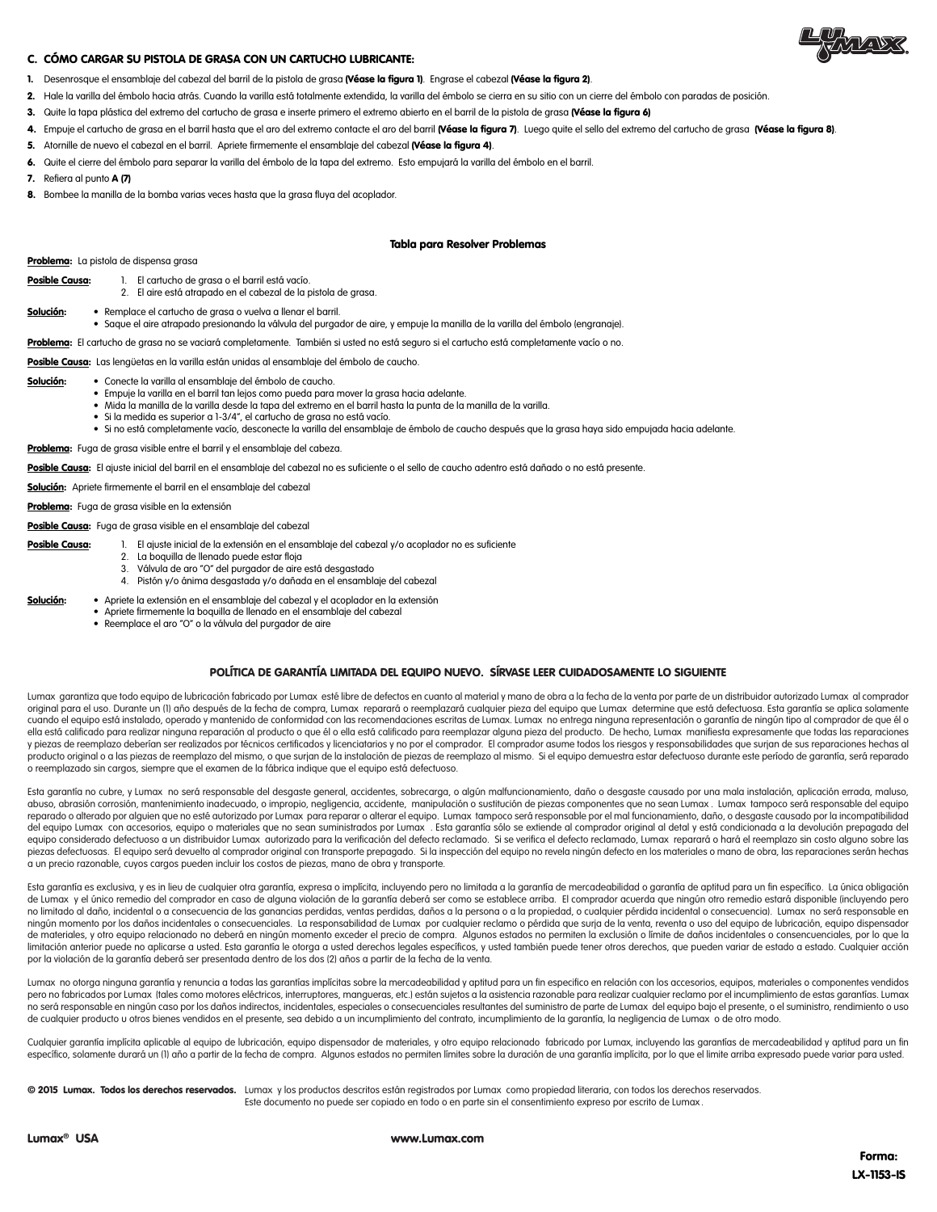## C. CÓMO CARGAR SU PISTOLA DE GRASA CON UN CARTUCHO LUBRICANTE:

1. Desenrosque el ensamblaje del cabezal del barril de la pistola de grasa **(Véase la figura 1)**. Engrase el cabezal **(Véase la figura 2)**.
2. Hale la varilla del émbolo hacia atrás. Cuando la varilla está totalmente extendida, la varilla del émbolo se cierra en su sitio con un cierre del émbolo con paradas de posición.
3. Quite la tapa plástica del extremo del cartucho de grasa e inserte primero el extremo abierto en el barril de la pistola de grasa **(Véase la figura 6)**
4. Empuje el cartucho de grasa en el barril hasta que el aro del extremo contacte el aro del barril **(Véase la figura 7)**. Luego quite el sello del extremo del cartucho de grasa **(Véase la figura 8)**.
5. Atornille de nuevo el cabezal en el barril. Apriete firmemente el ensamblaje del cabezal **(Véase la figura 4)**.
6. Quite el cierre del émbolo para separar la varilla del émbolo de la tapa del extremo. Esto empujará la varilla del émbolo en el barril.
7. Refiera al punto **A (7)**
8. Bombee la manilla de la bomba varias veces hasta que la grasa fluya del acoplador.

### Tabla para Resolver Problemas

**Problema:** La pistola de dispensa grasa

**Posible Causa:**
1. El cartucho de grasa o el barril está vacío.
2. El aire está atrapado en el cabezal de la pistola de grasa.

**Solución:**
- Remplace el cartucho de grasa o vuelva a llenar el barril.
- Saque el aire atrapado presionando la válvula del purgador de aire, y empuje la manilla de la varilla del émbolo (engranaje).

**Problema:** El cartucho de grasa no se vaciará completamente. También si usted no está seguro si el cartucho está completamente vacío o no.

**Posible Causa:** Las lengüetas en la varilla están unidas al ensamblaje del émbolo de caucho.

**Solución:**
- Conecte la varilla al ensamblaje del émbolo de caucho.
- Empuje la varilla en el barril tan lejos como pueda para mover la grasa hacia adelante.
- Mida la manilla de la varilla desde la tapa del extremo en el barril hasta la punta de la manilla de la varilla.
- Si la medida es superior a 1-3/4", el cartucho de grasa no está vacío.
- Si no está completamente vacío, desconecte la varilla del ensamblaje de émbolo de caucho después que la grasa haya sido empujada hacia adelante.

**Problema:** Fuga de grasa visible entre el barril y el ensamblaje del cabeza.

**Posible Causa:** El ajuste inicial del barril en el ensamblaje del cabezal no es suficiente o el sello de caucho adentro está dañado o no está presente.

**Solución:** Apriete firmemente el barril en el ensamblaje del cabezal

**Problema:** Fuga de grasa visible en la extensión

**Posible Causa:** Fuga de grasa visible en el ensamblaje del cabezal

**Posible Causa:**
1. El ajuste inicial de la extensión en el ensamblaje del cabezal y/o acoplador no es suficiente
2. La boquilla de llenado puede estar floja
3. Válvula de aro "O" del purgador de aire está desgastado
4. Pistón y/o ánima desgastada y/o dañada en el ensamblaje del cabezal

**Solución:**
- Apriete la extensión en el ensamblaje del cabezal y el acoplador en la extensión
- Apriete firmemente la boquilla de llenado en el ensamblaje del cabezal
- Reemplace el aro "O" o la válvula del purgador de aire

### POLÍTICA DE GARANTÍA LIMITADA DEL EQUIPO NUEVO. SÍRVASE LEER CUIDADOSAMENTE LO SIGUIENTE

Lumax garantiza que todo equipo de lubricación fabricado por Lumax esté libre de defectos en cuanto al material y mano de obra a la fecha de la venta por parte de un distribuidor autorizado Lumax al comprador original para el uso. Durante un (1) año después de la fecha de compra, Lumax reparará o reemplazará cualquier pieza del equipo que Lumax determine que está defectuosa. Esta garantía se aplica solamente cuando el equipo está instalado, operado y mantenido de conformidad con las recomendaciones escritas de Lumax. Lumax no entrega ninguna representación o garantía de ningún tipo al comprador de que él o ella está calificado para realizar ninguna reparación al producto o que él o ella está calificado para reemplazar alguna pieza del producto. De hecho, Lumax manifiesta expresamente que todas las reparaciones y piezas de reemplazo deberían ser realizados por técnicos certificados y licenciatarios y no por el comprador. El comprador asume todos los riesgos y responsabilidades que surjan de sus reparaciones hechas al producto original o a las piezas de reemplazo del mismo, o que surjan de la instalación de piezas de reemplazo al mismo. Si el equipo demuestra estar defectuoso durante este período de garantía, será reparado o reemplazado sin cargos, siempre que el examen de la fábrica indique que el equipo está defectuoso.

Esta garantía no cubre, y Lumax no será responsable del desgaste general, accidentes, sobrecarga, o algún malfuncionamiento, daño o desgaste causado por una mala instalación, aplicación errada, maluso, abuso, abrasión corrosión, mantenimiento inadecuado, o impropio, negligencia, accidente, manipulación o sustitución de piezas componentes que no sean Lumax . Lumax tampoco será responsable del equipo reparado o alterado por alguien que no esté autorizado por Lumax para reparar o alterar el equipo. Lumax tampoco será responsable por el mal funcionamiento, daño, o desgaste causado por la incompatibilidad del equipo Lumax con accesorios, equipo o materiales que no sean suministrados por Lumax . Esta garantía sólo se extiende al comprador original al detal y está condicionada a la devolución prepagada del equipo considerado defectuoso a un distribuidor Lumax autorizado para la verificación del defecto reclamado. Si se verifica el defecto reclamado, Lumax reparará o hará el reemplazo sin costo alguno sobre las piezas defectuosas. El equipo será devuelto al comprador original con transporte prepagado. Si la inspección del equipo no revela ningún defecto en los materiales o mano de obra, las reparaciones serán hechas a un precio razonable, cuyos cargos pueden incluir los costos de piezas, mano de obra y transporte.

Esta garantía es exclusiva, y es in lieu de cualquier otra garantía, expresa o implícita, incluyendo pero no limitada a la garantía de mercadeabilidad o garantía de aptitud para un fin específico. La única obligación de Lumax y el único remedio del comprador en caso de alguna violación de la garantía deberá ser como se establece arriba. El comprador acuerda que ningún otro remedio estará disponible (incluyendo pero no limitado al daño, incidental o a consecuencia de las ganancias perdidas, ventas perdidas, daños a la persona o a la propiedad, o cualquier pérdida incidental o consecuencia). Lumax no será responsable en ningún momento por los daños incidentales o consecuenciales. La responsabilidad de Lumax por cualquier reclamo o pérdida que surja de la venta, reventa o uso del equipo de lubricación, equipo dispensador de materiales, y otro equipo relacionado no deberá en ningún momento exceder el precio de compra. Algunos estados no permiten la exclusión o límite de daños incidentales o consecuenciales, por lo que la limitación anterior puede no aplicarse a usted. Esta garantía le otorga a usted derechos legales específicos, y usted también puede tener otros derechos, que pueden variar de estado a estado. Cualquier acción por la violación de la garantía deberá ser presentada dentro de los dos (2) años a partir de la fecha de la venta.

Lumax no otorga ninguna garantía y renuncia a todas las garantías implícitas sobre la mercadeabilidad y aptitud para un fin específico en relación con los accesorios, equipos, materiales o componentes vendidos pero no fabricados por Lumax (tales como motores eléctricos, interruptores, mangueras, etc.) están sujetos a la asistencia razonable para realizar cualquier reclamo por el incumplimiento de estas garantías. Lumax no será responsable en ningún caso por los daños indirectos, incidentales, especiales o consecuenciales resultantes del suministro de parte de Lumax del equipo bajo el presente, o el suministro, rendimiento o uso de cualquier producto u otros bienes vendidos en el presente, sea debido a un incumplimiento del contrato, incumplimiento de la garantía, la negligencia de Lumax o de otro modo.

Cualquier garantía implícita aplicable al equipo de lubricación, equipo dispensador de materiales, y otro equipo relacionado fabricado por Lumax, incluyendo las garantías de mercadeabilidad y aptitud para un fin específico, solamente durará un (1) año a partir de la fecha de compra. Algunos estados no permiten límites sobre la duración de una garantía implícita, por lo que el límite arriba expresado puede variar para usted.

**© 2015 Lumax. Todos los derechos reservados.** Lumax y los productos descritos están registrados por Lumax como propiedad literaria, con todos los derechos reservados. Este documento no puede ser copiado en todo o en parte sin el consentimiento expreso por escrito de Lumax .

**Lumax® USA** **www.Lumax.com**

**Forma: LX-1153-IS**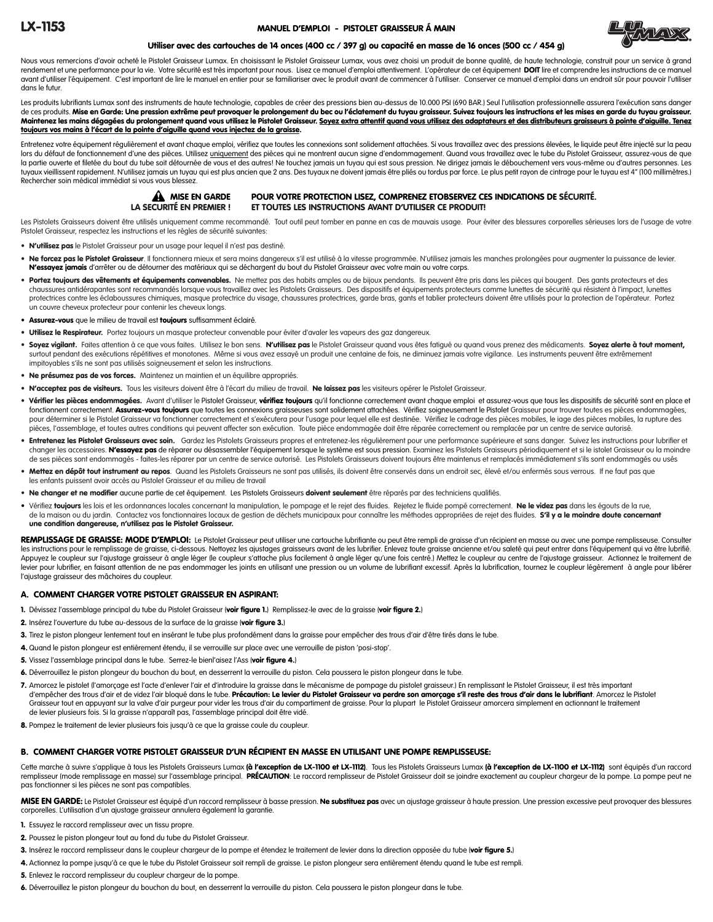# LX-1153

## MANUEL D'EMPLOI - PISTOLET GRAISSEUR Á MAIN

**Utiliser avec des cartouches de 14 onces (400 cc / 397 g) ou capacité en masse de 16 onces (500 cc / 454 g)**

Nous vous remercions d'avoir acheté le Pistolet Graisseur Lumax. En choisissant le Pistolet Graisseur Lumax, vous avez choisi un produit de bonne qualité, de haute technologie, construit pour un service à grand rendement et une performance pour la vie. Votre sécurité est très important pour nous. Lisez ce manuel d'emploi attentivement. L'opérateur de cet équipement **DOIT** lire et comprendre les instructions de ce manuel avant d'utiliser l'équipement. C'est important de lire le manuel en entier pour se familiariser avec le produit avant de commencer à l'utiliser. Conserver ce manuel d'emploi dans un endroit sûr pour pouvoir l'utiliser dans le futur.

Les produits lubrifiants Lumax sont des instruments de haute technologie, capables de créer des pressions bien au-dessus de 10.000 PSI (690 BAR.) Seul l'utilisation professionnelle assurera l'exécution sans danger de ces produits. **Mise en Garde: Une pression extrême peut provoquer le prolongement du bec ou l'éclatement du tuyau graisseur. Suivez toujours les instructions et les mises en garde du tuyau graisseur. Maintenez les mains dégagées du prolongement quand vous utilisez le Pistolet Graisseur. Soyez extra attentif quand vous utilisez des adaptateurs et des distributeurs graisseurs à pointe d'aiguille. Tenez toujours vos mains à l'écart de la pointe d'aiguille quand vous injectez de la graisse.**

Entretenez votre équipement régulièrement et avant chaque emploi, vérifiez que toutes les connexions sont solidement attachées. Si vous travaillez avec des pressions élevées, le liquide peut être injecté sur la peau lors du défaut de fonctionnement d'une des pièces. Utilisez uniquement des pièces qui ne montrent aucun signe d'endommagement. Quand vous travaillez avec le tube du Pistolet Graisseur, assurez-vous de que la partie ouverte et filetée du bout du tube soit détournée de vous et des autres! Ne touchez jamais un tuyau qui est sous pression. Ne dirigez jamais le débouchement vers vous-même ou d'autres personnes. Les tuyaux vieillissent rapidement. N'utilisez jamais un tuyau qui est plus ancien que 2 ans. Des tuyaux ne doivent jamais être pliés ou tordus par force. Le plus petit rayon de cintrage pour le tuyau est 4" (100 millimètres.) Rechercher soin médical immédiat si vous vous blessez.

**⚠ MISE EN GARDE LA SECURITÉ EN PREMIER ! POUR VOTRE PROTECTION LISEZ, COMPRENEZ ETOBSERVEZ CES INDICATIONS DE SÉCURITÉ. ET TOUTES LES INSTRUCTIONS AVANT D'UTILISER CE PRODUIT!**

Les Pistolets Graisseurs doivent être utilisés uniquement comme recommandé. Tout outil peut tomber en panne en cas de mauvais usage. Pour éviter des blessures corporelles sérieuses lors de l'usage de votre Pistolet Graisseur, respectez les instructions et les règles de sécurité suivantes:

- **N'utilisez pas** le Pistolet Graisseur pour un usage pour lequel il n'est pas destiné.
- **Ne forcez pas le Pistolet Graisseur**. Il fonctionnera mieux et sera moins dangereux s'il est utilisé à la vitesse programmée. N'utilisez jamais les manches prolongées pour augmenter la puissance de levier. **N'essayez jamais** d'arrêter ou de détourner des matériaux qui se déchargent du bout du Pistolet Graisseur avec votre main ou votre corps.
- **Portez toujours des vêtements et équipements convenables.** Ne mettez pas des habits amples ou de bijoux pendants. Ils peuvent être pris dans les pièces qui bougent. Des gants protecteurs et des chaussures antidérapantes sont recommandés lorsque vous travaillez avec les Pistolets Graisseurs. Des dispositifs et équipements protecteurs comme lunettes de sécurité qui résistent à l'impact, lunettes protectrices contre les éclaboussures chimiques, masque protectrice du visage, chaussures protectrices, garde bras, gants et tablier protecteurs doivent être utilisés pour la protection de l'opérateur. Portez un couvre cheveux protecteur pour contenir les cheveux longs.
- **Assurez-vous** que le milieu de travail est **toujours** suffisamment éclairé.
- **Utilisez le Respirateur.** Portez toujours un masque protecteur convenable pour éviter d'avaler les vapeurs des gaz dangereux.
- **Soyez vigilant.** Faites attention à ce que vous faites. Utilisez le bon sens. **N'utilisez pas** le Pistolet Graisseur quand vous êtes fatigué ou quand vous prenez des médicaments. **Soyez alerte à tout moment,** surtout pendant des exécutions répétitives et monotones. Même si vous avez essayé un produit une centaine de fois, ne diminuez jamais votre vigilance. Les instruments peuvent être extrêmement impitoyables s'ils ne sont pas utilisés soigneusement et selon les instructions.
- **Ne présumez pas de vos forces.** Maintenez un maintien et un équilibre appropriés.
- **N'acceptez pas de visiteurs.** Tous les visiteurs doivent être à l'écart du milieu de travail. **Ne laissez pas** les visiteurs opérer le Pistolet Graisseur.
- **Vérifier les pièces endommagées.** Avant d'utiliser le Pistolet Graisseur, **vérifiez toujours** qu'il fonctionne correctement avant chaque emploi et assurez-vous que tous les dispositifs de sécurité sont en place et fonctionnent correctement. **Assurez-vous toujours** que toutes les connexions graisseuses sont solidement attachées. Vérifiez soigneusement le Pistolet Graisseur pour trouver toutes es pièces endommagées, pour déterminer si le Pistolet Graisseur va fonctionner correctement et s'exécutera pour l'usage pour lequel elle est destinée. Vérifiez le cadrage des pièces mobiles, le iage des pièces mobiles, la rupture des pièces, l'assemblage, et toutes autres conditions qui peuvent affecter son exécution. Toute pièce endommagée doit être réparée correctement ou remplacée par un centre de service autorisé.
- **Entretenez les Pistolet Graisseurs avec soin.** Gardez les Pistolets Graisseurs propres et entretenez-les régulièrement pour une performance supérieure et sans danger. Suivez les instructions pour lubrifier et changer les accessoires. **N'essayez pas** de réparer ou désassembler l'équipement lorsque le système est sous pression. Examinez les Pistolets Graisseurs périodiquement et si le istolet Graisseur ou la moindre de ses pièces sont endommagés - faites-les réparer par un centre de service autorisé. Les Pistolets Graisseurs doivent toujours être maintenus et remplacés immédiatement s'ils sont endommagés ou usés
- **Mettez en dépôt tout instrument au repos**. Quand les Pistolets Graisseurs ne sont pas utilisés, ils doivent être conservés dans un endroit sec, élevé et/ou enfermés sous verrous. Il ne faut pas que les enfants puissent avoir accès au Pistolet Graisseur et au milieu de travail
- **Ne changer et ne modifier** aucune partie de cet équipement. Les Pistolets Graisseurs **doivent seulement** être réparés par des techniciens qualifiés.
- Vérifiez **toujours** les lois et les ordonnances locales concernant la manipulation, le pompage et le rejet des fluides. Rejetez le fluide pompé correctement. **Ne le videz pas** dans les égouts de la rue, de la maison ou du jardin. Contactez vos fonctionnaires locaux de gestion de déchets municipaux pour connaître les méthodes appropriées de rejet des fluides. **S'il y a le moindre doute concernant une condition dangereuse, n'utilisez pas le Pistolet Graisseur.**

**REMPLISSAGE DE GRAISSE: MODE D'EMPLOI:** Le Pistolet Graisseur peut utiliser une cartouche lubrifiante ou peut être rempli de graisse d'un récipient en masse ou avec une pompe remplisseuse. Consulter les instructions pour le remplissage de graisse, ci-dessous. Nettoyez les ajustages graisseurs avant de les lubrifier. Enlevez toute graisse ancienne et/ou saleté qui peut entrer dans l'équipement qui va être lubrifié. Appuyez le coupleur sur l'ajustage graisseur à angle léger (le coupleur s'attache plus facilement à angle léger qu'une fois centré.) Mettez le coupleur au centre de l'ajustage graisseur. Actionnez le traitement de levier pour lubrifier, en faisant attention de ne pas endommager les joints en utilisant une pression ou un volume de lubrifiant excessif. Après la lubrification, tournez le coupleur légèrement à angle pour libérer l'ajustage graisseur des mâchoires du coupleur.

### A. COMMENT CHARGER VOTRE PISTOLET GRAISSEUR EN ASPIRANT:

1. Dévissez l'assemblage principal du tube du Pistolet Graisseur (**voir figure 1.**) Remplissez-le avec de la graisse (**voir figure 2.**)
2. Insérez l'ouverture du tube au-dessous de la surface de la graisse (**voir figure 3.**)
3. Tirez le piston plongeur lentement tout en insérant le tube plus profondément dans la graisse pour empêcher des trous d'air d'être tirés dans le tube.
4. Quand le piston plongeur est entièrement étendu, il se verrouille sur place avec une verrouille de piston 'posi-stop'.
5. Vissez l'assemblage principal dans le tube. Serrez-le bienl'aisez l'Ass (**voir figure 4.**)
6. Déverrouillez le piston plongeur du bouchon du bout, en desserrent la verrouille du piston. Cela poussera le piston plongeur dans le tube.
7. Amorcez le pistolet (l'amorçage est l'acte d'enlever l'air et d'introduire la graisse dans le mécanisme de pompage du pistolet graisseur.) En remplissant le Pistolet Graisseur, il est très important d'empêcher des trous d'air et de videz l'air bloqué dans le tube. **Précaution: Le levier du Pistolet Graisseur va perdre son amorçage s'il reste des trous d'air dans le lubrifiant**. Amorcez le Pistolet Graisseur tout en appuyant sur la valve d'air purgeur pour vider les trous d'air du compartiment de graisse. Pour la plupart le Pistolet Graisseur amorcera simplement en actionnant le traitement de levier plusieurs fois. Si la graisse n'apparaît pas, l'assemblage principal doit être vidé.
8. Pompez le traitement de levier plusieurs fois jusqu'à ce que la graisse coule du coupleur.

### B. COMMENT CHARGER VOTRE PISTOLET GRAISSEUR D'UN RÉCIPIENT EN MASSE EN UTILISANT UNE POMPE REMPLISSEUSE:

Cette marche à suivre s'applique à tous les Pistolets Graisseurs Lumax **(à l'exception de LX-1100 et LX-1112)**. Tous les Pistolets Graisseurs Lumax **(à l'exception de LX-1100 et LX-1112)** sont équipés d'un raccord remplisseur (mode remplissage en masse) sur l'assemblage principal. **PRÉCAUTION**: Le raccord remplisseur de Pistolet Graisseur doit se joindre exactement au coupleur chargeur de la pompe. La pompe peut ne pas fonctionner si les pièces ne sont pas compatibles.

**MISE EN GARDE:** Le Pistolet Graisseur est équipé d'un raccord remplisseur à basse pression. **Ne substituez pas** avec un ajustage graisseur à haute pression. Une pression excessive peut provoquer des blessures corporelles. L'utilisation d'un ajustage graisseur annulera également la garantie.

1. Essuyez le raccord remplisseur avec un tissu propre.
2. Poussez le piston plongeur tout au fond du tube du Pistolet Graisseur.
3. Insérez le raccord remplisseur dans le coupleur chargeur de la pompe et étendez le traitement de levier dans la direction opposée du tube (**voir figure 5.**)
4. Actionnez la pompe jusqu'à ce que le tube du Pistolet Graisseur soit rempli de graisse. Le piston plongeur sera entièrement étendu quand le tube est rempli.
5. Enlevez le raccord remplisseur du coupleur chargeur de la pompe.
6. Déverrouillez le piston plongeur du bouchon du bout, en desserrent la verrouille du piston. Cela poussera le piston plongeur dans le tube.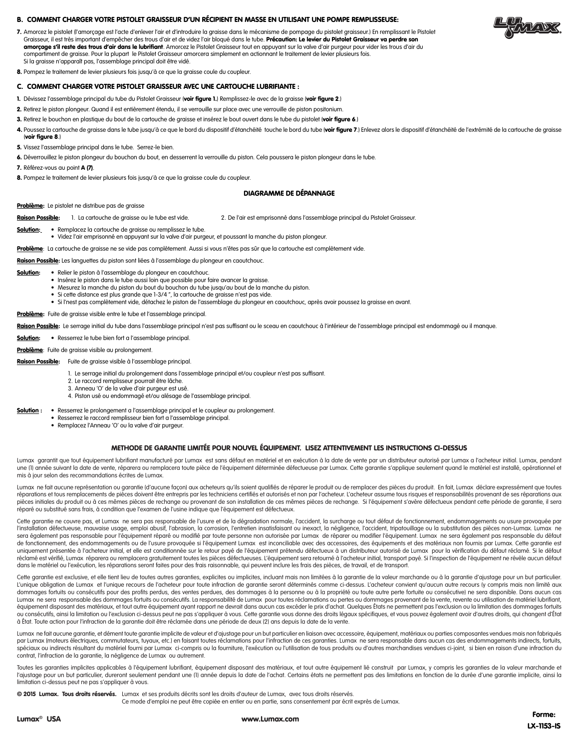## B. COMMENT CHARGER VOTRE PISTOLET GRAISSEUR D'UN RÉCIPIENT EN MASSE EN UTILISANT UNE POMPE REMPLISSEUSE:

**7.** Amorcez le pistolet (l'amorçage est l'acte d'enlever l'air et d'introduire la graisse dans le mécanisme de pompage du pistolet graisseur.) En remplissant le Pistolet Graisseur, il est très important d'empêcher des trous d'air et de videz l'air bloqué dans le tube. **Précaution: Le levier du Pistolet Graisseur va perdre son amorçage s'il reste des trous d'air dans le lubrifiant**. Amorcez le Pistolet Graisseur tout en appuyant sur la valve d'air purgeur pour vider les trous d'air du compartiment de graisse. Pour la plupart le Pistolet Graisseur amorcera simplement en actionnant le traitement de levier plusieurs fois. Si la graisse n'apparaît pas, l'assemblage principal doit être vidé.

**8.** Pompez le traitement de levier plusieurs fois jusqu'à ce que la graisse coule du coupleur.

## C. COMMENT CHARGER VOTRE PISTOLET GRAISSEUR AVEC UNE CARTOUCHE LUBRIFIANTE :

**1.** Dévissez l'assemblage principal du tube du Pistolet Graisseur (**voir figure 1.**) Remplissez-le avec de la graisse (**voir figure 2**.)

**2.** Retirez le piston plongeur. Quand il est entièrement étendu, il se verrouille sur place avec une verrouille de piston positonium.

**3.** Retirez le bouchon en plastique du bout de la cartouche de graisse et insérez le bout ouvert dans le tube du pistolet (**voir figure 6**.)

**4.** Poussez la cartouche de graisse dans le tube jusqu'à ce que le bord du dispositif d'étanchéité touche le bord du tube (**voir figure 7**.) Enlevez alors le dispositif d'étanchéité de l'extrémité de la cartouche de graisse (**voir figure 8**.)

**5.** Vissez l'assemblage principal dans le tube. Serrez-le bien.

**6.** Déverrouillez le piston plongeur du bouchon du bout, en desserrent la verrouille du piston. Cela poussera le piston plongeur dans le tube.

**7.** Référez-vous au point **A (7)**.

**8.** Pompez le traitement de levier plusieurs fois jusqu'à ce que la graisse coule du coupleur.

### DIAGRAMME DE DÉPANNAGE

**Problème:** Le pistolet ne distribue pas de graisse

**Raison Possible:** 1. La cartouche de graisse ou le tube est vide. 2. De l'air est emprisonné dans l'assemblage principal du Pistolet Graisseur.

**Solution:**
- Remplacez la cartouche de graisse ou remplissez le tube.
- Videz l'air emprisonné en appuyant sur la valve d'air purgeur, et poussant la manche du piston plongeur.

**Problème**: La cartouche de graisse ne se vide pas complètement. Aussi si vous n'êtes pas sûr que la cartouche est complètement vide.

**Raison Possible:** Les languettes du piston sont liées à l'assemblage du plongeur en caoutchouc.

**Solution:**
- Relier le piston à l'assemblage du plongeur en caoutchouc.
- Insérez le piston dans le tube aussi loin que possible pour faire avancer la graisse.
- Mesurez la manche du piston du bout du bouchon du tube jusqu'au bout de la manche du piston.
- Si cette distance est plus grande que 1-3/4 ", la cartouche de graisse n'est pas vide.
- Si l'nest pas complètement vide, détachez le piston de l'assemblage du plongeur en caoutchouc, après avoir poussez la graisse en avant.

**Problème:** Fuite de graisse visible entre le tube et l'assemblage principal.

**Raison Possible:** Le serrage initial du tube dans l'assemblage principal n'est pas suffisant ou le sceau en caoutchouc à l'intérieur de l'assemblage principal est endommagé ou il manque.

**Solution:**
- Resserrez le tube bien fort a l'assemblage principal.

**Problème**: Fuite de graisse visible au prolongement.

**Raison Possible:** Fuite de graisse visible à l'assemblage principal.

1. Le serrage initial du prolongement dans l'assemblage principal et/ou coupleur n'est pas suffisant.
2. Le raccord remplisseur pourrait être lâche.
3. Anneau 'O' de la valve d'air purgeur est usé.
4. Piston usé ou endommagé et/ou alésage de l'assemblage principal.

**Solution :**
- Resserrez le prolongement a l'assemblage principal et le coupleur au prolongement.
- Resserrez le raccord remplisseur bien fort a l'assemblage principal.
- Remplacez l'Anneau 'O' ou la valve d'air purgeur.

### METHODE DE GARANTIE LIMITÉE POUR NOUVEL ÉQUIPEMENT. LISEZ ATTENTIVEMENT LES INSTRUCTIONS CI-DESSUS

Lumax garantit que tout équipement lubrifiant manufacturé par Lumax est sans défaut en matériel et en exécution à la date de vente par un distributeur autorisé par Lumax a l'acheteur initial. Lumax, pendant une (1) année suivant la date de vente, réparera ou remplacera toute pièce de l'équipement déterminée défectueuse par Lumax. Cette garantie s'applique seulement quand le matériel est installé, opérationnel et mis à jour selon des recommandations écrites de Lumax.

Lumax ne fait aucune représentation ou garantie (d'aucune façon) aux acheteurs qu'ils soient qualifiés de réparer le produit ou de remplacer des pièces du produit. En fait, Lumax déclare expressément que toutes réparations et tous remplacements de pièces doivent être entrepris par les techniciens certifiés et autorisés et non par l'acheteur. L'acheteur assume tous risques et responsabilités provenant de ses réparations aux pièces initiales du produit ou à ces mêmes pièces de rechange ou provenant de son installation de ces mêmes pièces de rechange. Si l'équipement s'avère défectueux pendant cette période de garantie, il sera réparé ou substitué sans frais, à condition que l'examen de l'usine indique que l'équipement est défectueux.

Cette garantie ne couvre pas, et Lumax ne sera pas responsable de l'usure et de la dégradation normale, l'accident, la surcharge ou tout défaut de fonctionnement, endommagements ou usure provoquée par l'installation défectueuse, mauvaise usage, emploi abusif, l'abrasion, la corrosion, l'entretien insatisfaisant ou inexact, la négligence, l'accident, tripatouillage ou la substitution des pièces non-Lumax. Lumax ne sera également pas responsable pour l'équipement réparé ou modifié par toute personne non autorisée par Lumax de réparer ou modifier l'équipement. Lumax ne sera également pas responsable du défaut de fonctionnement, des endommagements ou de l'usure provoquée si l'équipement Lumax est inconciliable avec des accessoires, des équipements et des matériaux non fournis par Lumax. Cette garantie est uniquement présentée à l'acheteur initial, et elle est conditionnée sur le retour payé de l'équipement prétendu défectueux à un distributeur autorisé de Lumax pour la vérification du défaut réclamé. Si le défaut réclamé est vérifié, Lumax réparera ou remplacera gratuitement toutes les pièces défectueuses. L'équipement sera retourné à l'acheteur initial, transport payé. Si l'inspection de l'équipement ne révèle aucun défaut dans le matériel ou l'exécution, les réparations seront faites pour des frais raisonnable, qui peuvent inclure les frais des pièces, de travail, et de transport.

Cette garantie est exclusive, et elle tient lieu de toutes autres garanties, explicites ou implicites, incluant mais non limitées à la garantie de la valeur marchande ou à la garantie d'ajustage pour un but particulier. L'unique obligation de Lumax et l'unique recours de l'acheteur pour toute infraction de garantie seront déterminés comme ci-dessus. L'acheteur convient qu'aucun autre recours (y compris mais non limité aux dommages fortuits ou consécutifs pour des profits perdus, des ventes perdues, des dommages à la personne ou à la propriété ou toute autre perte fortuite ou consécutive) ne sera disponible. Dans aucun cas Lumax ne sera responsable des dommages fortuits ou consécutifs. La responsabilité de Lumax pour toutes réclamations ou pertes ou dommages provenant de la vente, revente ou utilisation de matériel lubrifiant, équipement disposant des matériaux, et tout autre équipement ayant rapport ne devrait dans aucun cas excéder le prix d'achat. Quelques États ne permettent pas l'exclusion ou la limitation des dommages fortuits ou consécutifs, ainsi la limitation ou l'exclusion ci-dessus peut ne pas s'appliquer à vous. Cette garantie vous donne des droits légaux spécifiques, et vous pouvez également avoir d'autres droits, qui changent d'État à État. Toute action pour l'infraction de la garantie doit être réclamée dans une période de deux (2) ans depuis la date de la vente.

Lumax ne fait aucune garantie, et dément toute garantie implicite de valeur et d'ajustage pour un but particulier en liaison avec accessoire, équipement, matériaux ou parties composantes vendues mais non fabriqués par Lumax (moteurs électriques, commutateurs, tuyaux, etc.) en faisant toutes réclamations pour l'infraction de ces garanties. Lumax ne sera responsable dans aucun cas des endommagements indirects, fortuits, spéciaux ou indirects résultant du matériel fourni par Lumax ci-compris ou la fourniture, l'exécution ou l'utilisation de tous produits ou d'autres marchandises vendues ci-joint, si bien en raison d'une infraction du contrat, l'infraction de la garantie, la négligence de Lumax ou autrement.

Toutes les garanties implicites applicables à l'équipement lubrifiant, équipement disposant des matériaux, et tout autre équipement lié construit par Lumax, y compris les garanties de la valeur marchande et l'ajustage pour un but particulier, dureront seulement pendant une (1) année depuis la date de l'achat. Certains états ne permettent pas des limitations en fonction de la durée d'une garantie implicite, ainsi la limitation ci-dessus peut ne pas s'appliquer à vous.

**© 2015 Lumax. Tous droits réservés.** Lumax et ses produits décrits sont les droits d'auteur de Lumax, avec tous droits réservés.
Ce mode d'emploi ne peut être copiée en entier ou en partie, sans consentement par écrit exprès de Lumax.

**Lumax® USA** **www.Lumax.com** **Forme: LX-1153-IS**